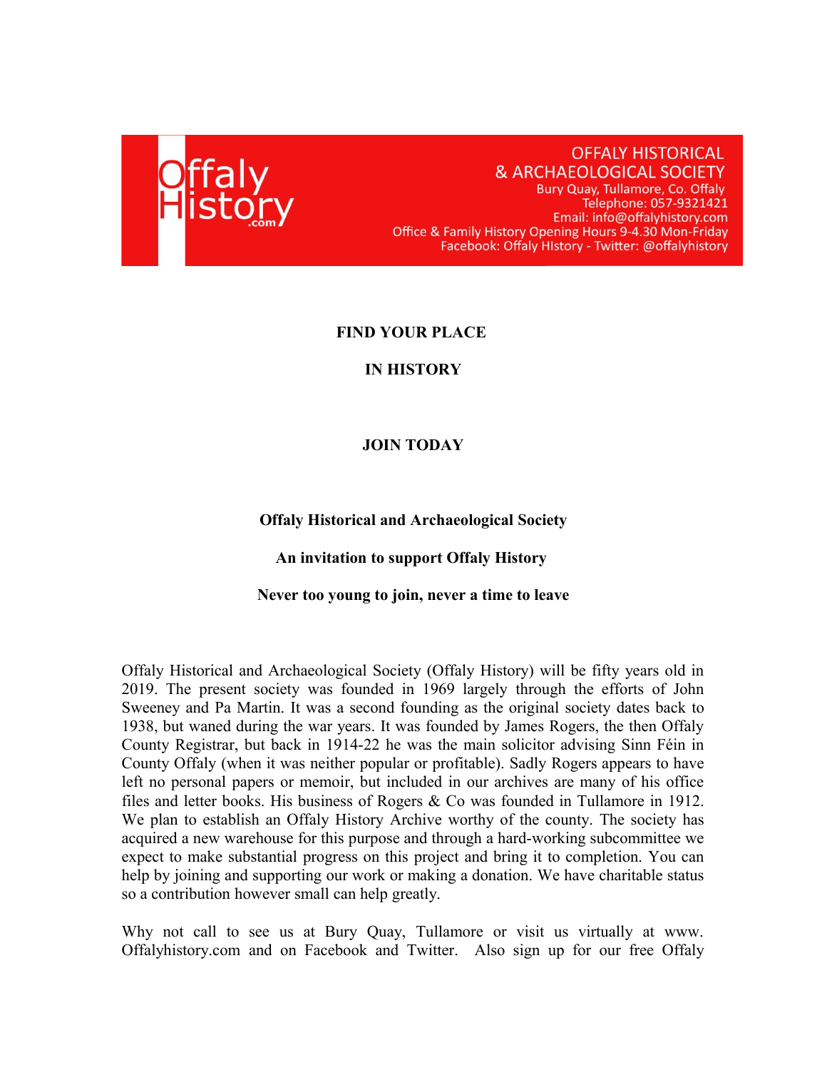Offaly History .com

OFFALY HISTORICAL & ARCHAEOLOGICAL SOCIETY
Bury Quay, Tullamore, Co. Offaly
Telephone: 057-9321421
Email: info@offalyhistory.com
Office & Family History Opening Hours 9-4.30 Mon-Friday
Facebook: Offaly HIstory - Twitter: @offalyhistory

**FIND YOUR PLACE**

**IN HISTORY**

**JOIN TODAY**

**Offaly Historical and Archaeological Society**

**An invitation to support Offaly History**

**Never too young to join, never a time to leave**

Offaly Historical and Archaeological Society (Offaly History) will be fifty years old in 2019. The present society was founded in 1969 largely through the efforts of John Sweeney and Pa Martin. It was a second founding as the original society dates back to 1938, but waned during the war years. It was founded by James Rogers, the then Offaly County Registrar, but back in 1914-22 he was the main solicitor advising Sinn Féin in County Offaly (when it was neither popular or profitable). Sadly Rogers appears to have left no personal papers or memoir, but included in our archives are many of his office files and letter books. His business of Rogers & Co was founded in Tullamore in 1912. We plan to establish an Offaly History Archive worthy of the county. The society has acquired a new warehouse for this purpose and through a hard-working subcommittee we expect to make substantial progress on this project and bring it to completion. You can help by joining and supporting our work or making a donation. We have charitable status so a contribution however small can help greatly.

Why not call to see us at Bury Quay, Tullamore or visit us virtually at www. Offalyhistory.com and on Facebook and Twitter. Also sign up for our free Offaly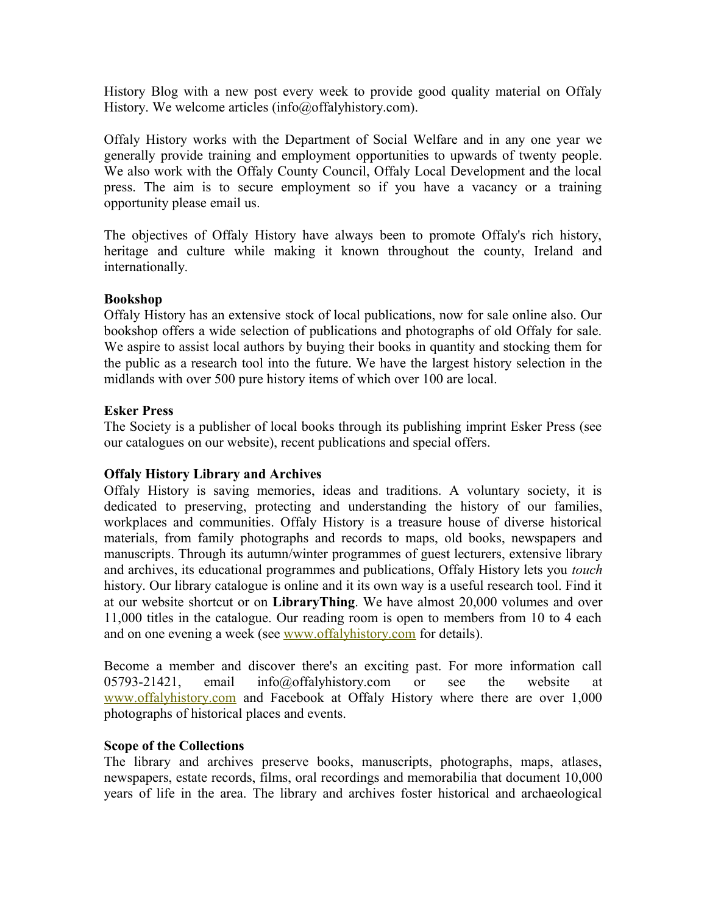History Blog with a new post every week to provide good quality material on Offaly History. We welcome articles (info@offalyhistory.com).

Offaly History works with the Department of Social Welfare and in any one year we generally provide training and employment opportunities to upwards of twenty people. We also work with the Offaly County Council, Offaly Local Development and the local press. The aim is to secure employment so if you have a vacancy or a training opportunity please email us.

The objectives of Offaly History have always been to promote Offaly's rich history, heritage and culture while making it known throughout the county, Ireland and internationally.

**Bookshop**
Offaly History has an extensive stock of local publications, now for sale online also. Our bookshop offers a wide selection of publications and photographs of old Offaly for sale. We aspire to assist local authors by buying their books in quantity and stocking them for the public as a research tool into the future. We have the largest history selection in the midlands with over 500 pure history items of which over 100 are local.

**Esker Press**
The Society is a publisher of local books through its publishing imprint Esker Press (see our catalogues on our website), recent publications and special offers.

**Offaly History Library and Archives**
Offaly History is saving memories, ideas and traditions. A voluntary society, it is dedicated to preserving, protecting and understanding the history of our families, workplaces and communities. Offaly History is a treasure house of diverse historical materials, from family photographs and records to maps, old books, newspapers and manuscripts. Through its autumn/winter programmes of guest lecturers, extensive library and archives, its educational programmes and publications, Offaly History lets you *touch* history. Our library catalogue is online and it its own way is a useful research tool. Find it at our website shortcut or on **LibraryThing**. We have almost 20,000 volumes and over 11,000 titles in the catalogue. Our reading room is open to members from 10 to 4 each and on one evening a week (see [www.offalyhistory.com](http://www.offalyhistory.com) for details).

Become a member and discover there's an exciting past. For more information call 05793-21421, email info@offalyhistory.com or see the website at [www.offalyhistory.com](http://www.offalyhistory.com) and Facebook at Offaly History where there are over 1,000 photographs of historical places and events.

**Scope of the Collections**
The library and archives preserve books, manuscripts, photographs, maps, atlases, newspapers, estate records, films, oral recordings and memorabilia that document 10,000 years of life in the area. The library and archives foster historical and archaeological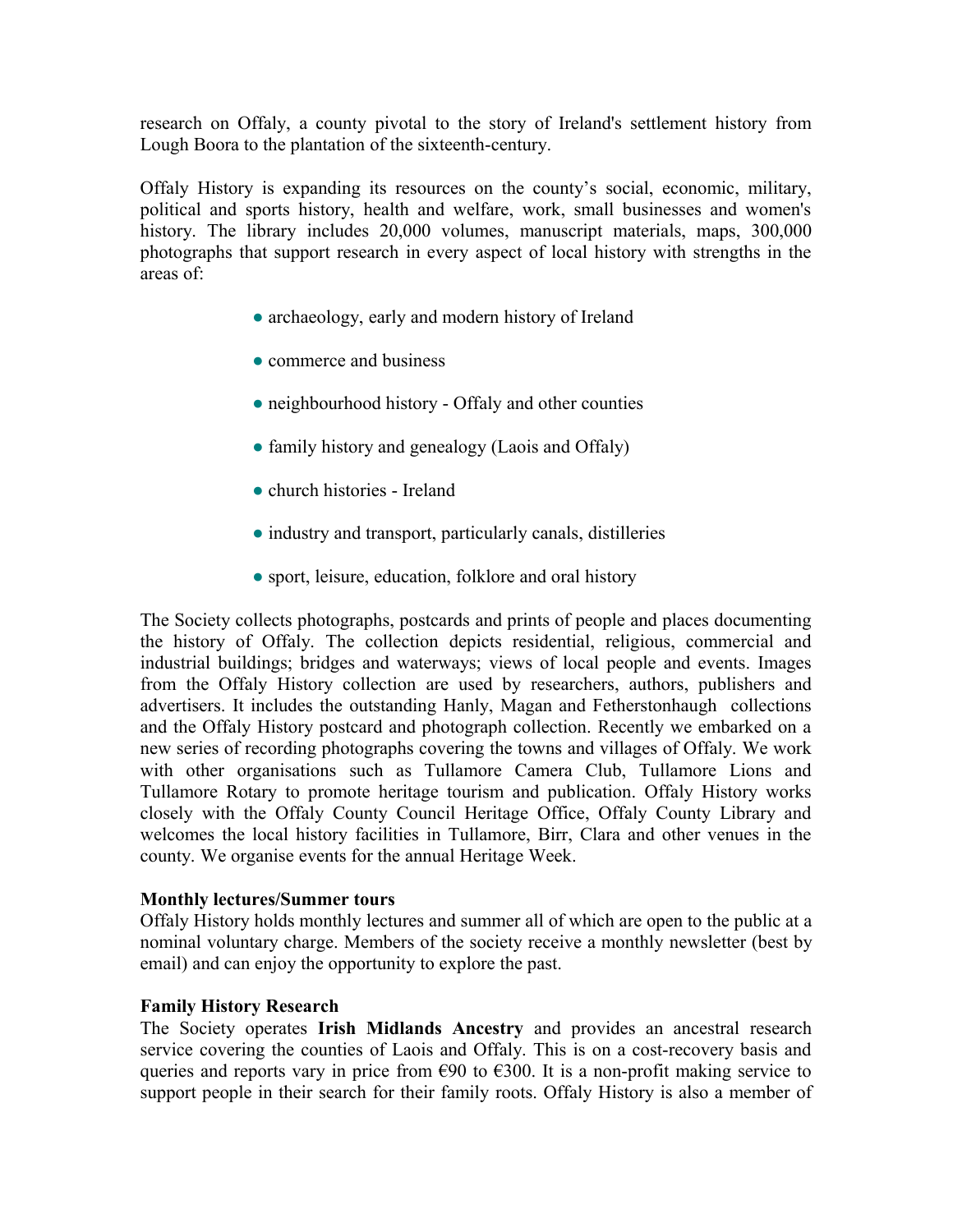research on Offaly, a county pivotal to the story of Ireland's settlement history from Lough Boora to the plantation of the sixteenth-century.

Offaly History is expanding its resources on the county's social, economic, military, political and sports history, health and welfare, work, small businesses and women's history. The library includes 20,000 volumes, manuscript materials, maps, 300,000 photographs that support research in every aspect of local history with strengths in the areas of:

- archaeology, early and modern history of Ireland
- commerce and business
- neighbourhood history - Offaly and other counties
- family history and genealogy (Laois and Offaly)
- church histories - Ireland
- industry and transport, particularly canals, distilleries
- sport, leisure, education, folklore and oral history

The Society collects photographs, postcards and prints of people and places documenting the history of Offaly. The collection depicts residential, religious, commercial and industrial buildings; bridges and waterways; views of local people and events. Images from the Offaly History collection are used by researchers, authors, publishers and advertisers. It includes the outstanding Hanly, Magan and Fetherstonhaugh collections and the Offaly History postcard and photograph collection. Recently we embarked on a new series of recording photographs covering the towns and villages of Offaly. We work with other organisations such as Tullamore Camera Club, Tullamore Lions and Tullamore Rotary to promote heritage tourism and publication. Offaly History works closely with the Offaly County Council Heritage Office, Offaly County Library and welcomes the local history facilities in Tullamore, Birr, Clara and other venues in the county. We organise events for the annual Heritage Week.

**Monthly lectures/Summer tours**
Offaly History holds monthly lectures and summer all of which are open to the public at a nominal voluntary charge. Members of the society receive a monthly newsletter (best by email) and can enjoy the opportunity to explore the past.

**Family History Research**
The Society operates **Irish Midlands Ancestry** and provides an ancestral research service covering the counties of Laois and Offaly. This is on a cost-recovery basis and queries and reports vary in price from €90 to €300. It is a non-profit making service to support people in their search for their family roots. Offaly History is also a member of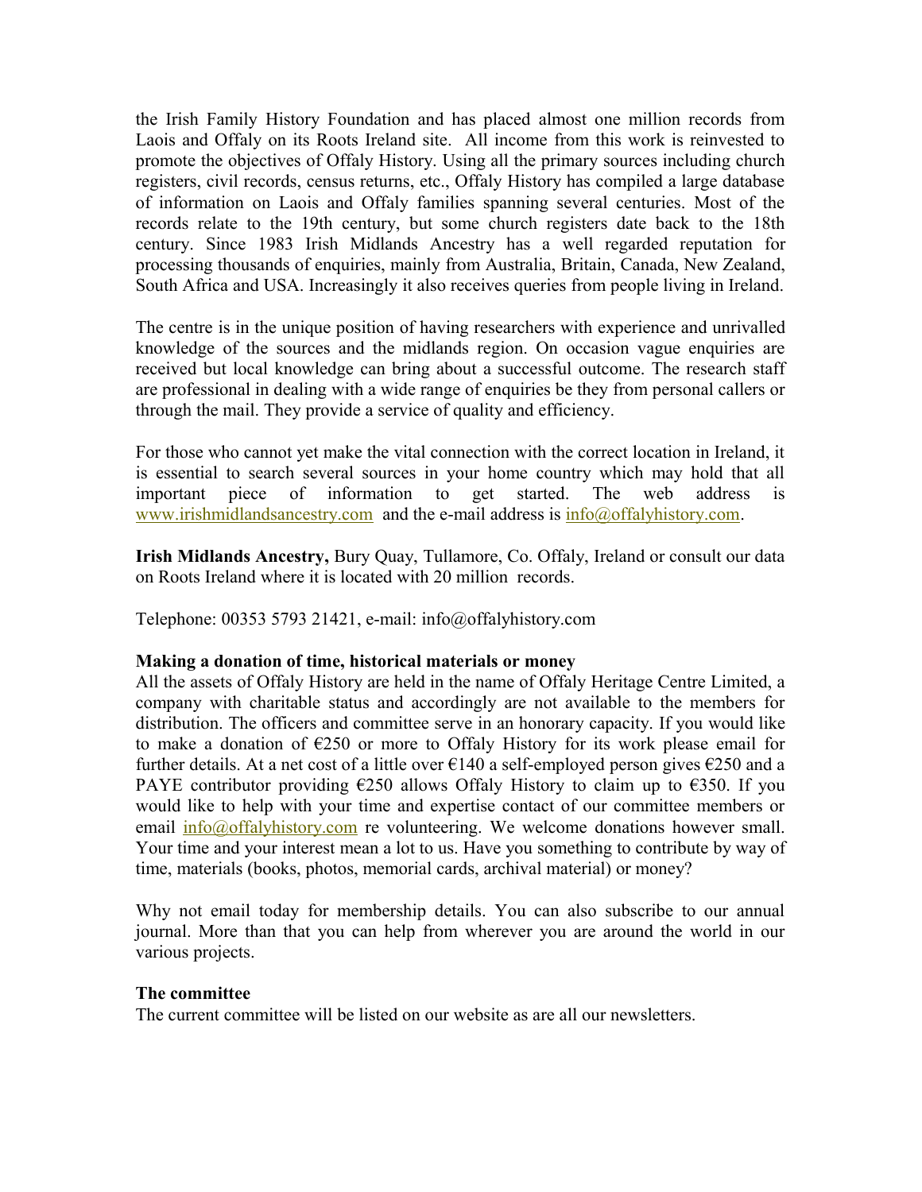the Irish Family History Foundation and has placed almost one million records from Laois and Offaly on its Roots Ireland site. All income from this work is reinvested to promote the objectives of Offaly History. Using all the primary sources including church registers, civil records, census returns, etc., Offaly History has compiled a large database of information on Laois and Offaly families spanning several centuries. Most of the records relate to the 19th century, but some church registers date back to the 18th century. Since 1983 Irish Midlands Ancestry has a well regarded reputation for processing thousands of enquiries, mainly from Australia, Britain, Canada, New Zealand, South Africa and USA. Increasingly it also receives queries from people living in Ireland.

The centre is in the unique position of having researchers with experience and unrivalled knowledge of the sources and the midlands region. On occasion vague enquiries are received but local knowledge can bring about a successful outcome. The research staff are professional in dealing with a wide range of enquiries be they from personal callers or through the mail. They provide a service of quality and efficiency.

For those who cannot yet make the vital connection with the correct location in Ireland, it is essential to search several sources in your home country which may hold that all important piece of information to get started. The web address is www.irishmidlandsancestry.com and the e-mail address is info@offalyhistory.com.

**Irish Midlands Ancestry,** Bury Quay, Tullamore, Co. Offaly, Ireland or consult our data on Roots Ireland where it is located with 20 million records.

Telephone: 00353 5793 21421, e-mail: info@offalyhistory.com

**Making a donation of time, historical materials or money**

All the assets of Offaly History are held in the name of Offaly Heritage Centre Limited, a company with charitable status and accordingly are not available to the members for distribution. The officers and committee serve in an honorary capacity. If you would like to make a donation of €250 or more to Offaly History for its work please email for further details. At a net cost of a little over €140 a self-employed person gives €250 and a PAYE contributor providing €250 allows Offaly History to claim up to €350. If you would like to help with your time and expertise contact of our committee members or email info@offalyhistory.com re volunteering. We welcome donations however small. Your time and your interest mean a lot to us. Have you something to contribute by way of time, materials (books, photos, memorial cards, archival material) or money?

Why not email today for membership details. You can also subscribe to our annual journal. More than that you can help from wherever you are around the world in our various projects.

**The committee**

The current committee will be listed on our website as are all our newsletters.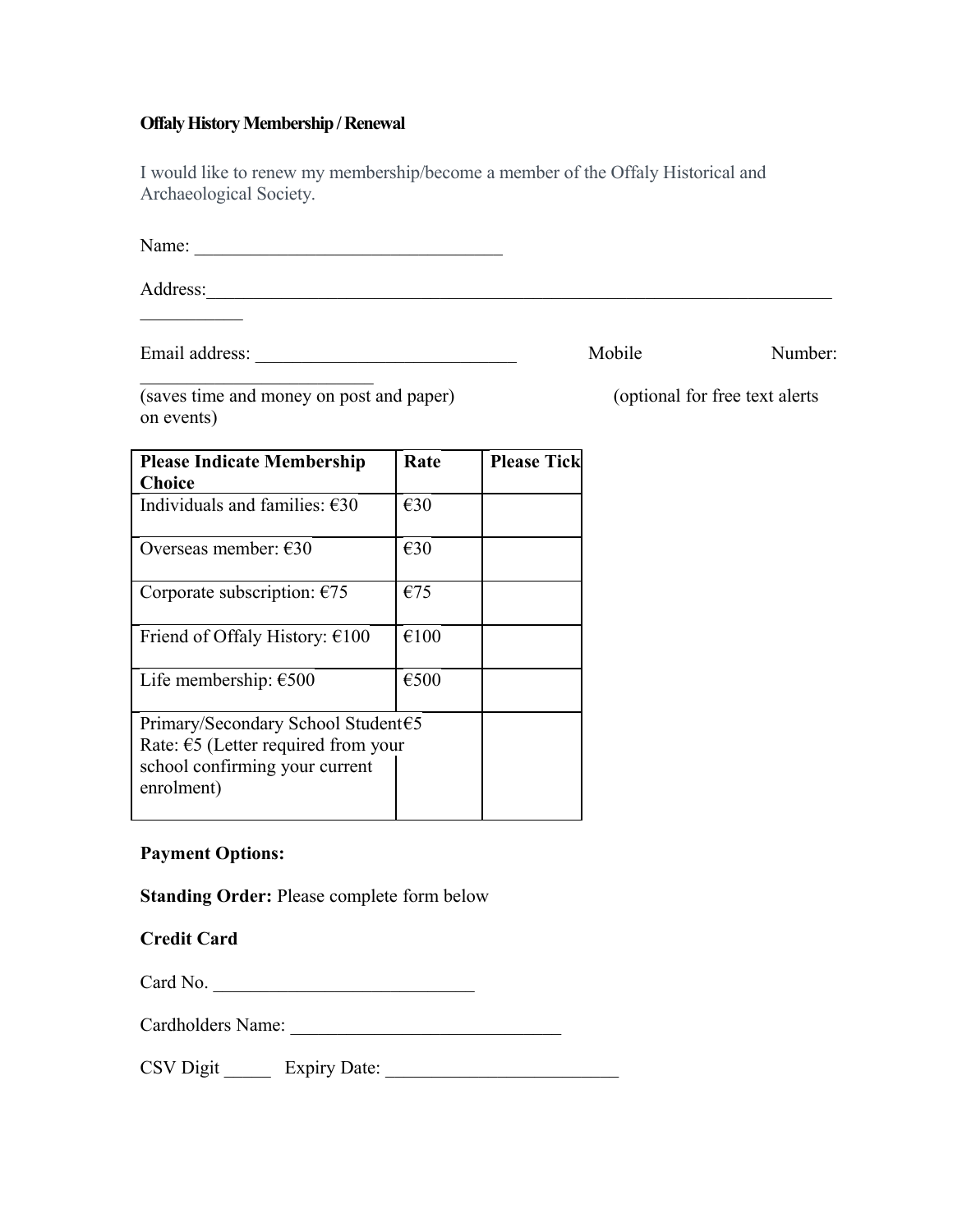**Offaly History Membership / Renewal**

I would like to renew my membership/become a member of the Offaly Historical and Archaeological Society.

Name: _________________________________

Address:___________________________________________________________________
___________

Email address: ____________________________ Mobile Number: _________________________
(saves time and money on post and paper) (optional for free text alerts on events)

| Please Indicate Membership Choice | Rate | Please Tick |
|---|---|---|
| Individuals and families: €30 | €30 | |
| Overseas member: €30 | €30 | |
| Corporate subscription: €75 | €75 | |
| Friend of Offaly History: €100 | €100 | |
| Life membership: €500 | €500 | |
| Primary/Secondary School Student Rate: €5 (Letter required from your school confirming your current enrolment) | €5 | |

**Payment Options:**

**Standing Order:** Please complete form below

**Credit Card**

Card No. ____________________________

Cardholders Name: ______________________________

CSV Digit _____ Expiry Date: _________________________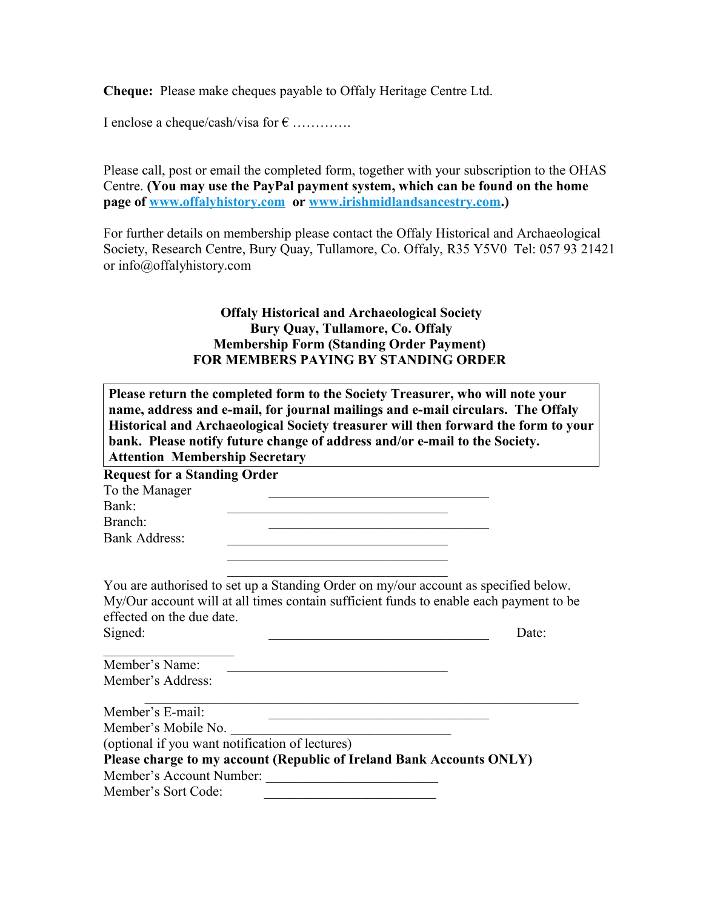**Cheque:** Please make cheques payable to Offaly Heritage Centre Ltd.

I enclose a cheque/cash/visa for € ………….

Please call, post or email the completed form, together with your subscription to the OHAS Centre. **(You may use the PayPal payment system, which can be found on the home page of [www.offalyhistory.com](http://www.offalyhistory.com) or [www.irishmidlandsancestry.com](http://www.irishmidlandsancestry.com).)**

For further details on membership please contact the Offaly Historical and Archaeological Society, Research Centre, Bury Quay, Tullamore, Co. Offaly, R35 Y5V0 Tel: 057 93 21421 or info@offalyhistory.com

**Offaly Historical and Archaeological Society**
**Bury Quay, Tullamore, Co. Offaly**
**Membership Form (Standing Order Payment)**
**FOR MEMBERS PAYING BY STANDING ORDER**

**Please return the completed form to the Society Treasurer, who will note your name, address and e-mail, for journal mailings and e-mail circulars. The Offaly Historical and Archaeological Society treasurer will then forward the form to your bank. Please notify future change of address and/or e-mail to the Society. Attention Membership Secretary**

**Request for a Standing Order**

To the Manager ________________________________

Bank: ________________________________

Branch: ________________________________

Bank Address: ________________________________

________________________________

________________________________

You are authorised to set up a Standing Order on my/our account as specified below. My/Our account will at all times contain sufficient funds to enable each payment to be effected on the due date.

Signed: ________________________________ Date: ____________________

Member's Name: ________________________________

Member's Address:

________________________________________________________________

Member's E-mail: ________________________________

Member's Mobile No. ________________________________

(optional if you want notification of lectures)

**Please charge to my account (Republic of Ireland Bank Accounts ONLY)**

Member's Account Number: __________________________

Member's Sort Code: __________________________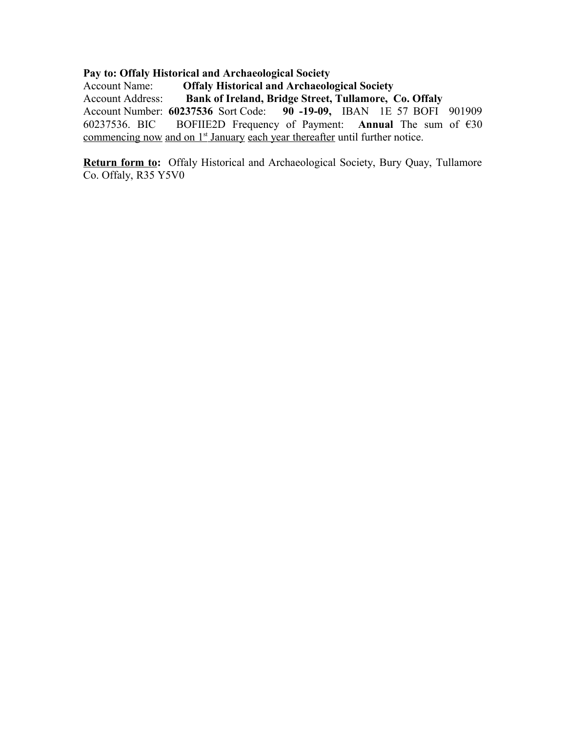**Pay to: Offaly Historical and Archaeological Society**
Account Name: **Offaly Historical and Archaeological Society**
Account Address: **Bank of Ireland, Bridge Street, Tullamore, Co. Offaly**
Account Number: **60237536** Sort Code: **90 -19-09,** IBAN 1E 57 BOFI 901909 60237536. BIC BOFIIE2D Frequency of Payment: **Annual** The sum of €30 commencing now and on 1st January each year thereafter until further notice.

**Return form to:** Offaly Historical and Archaeological Society, Bury Quay, Tullamore Co. Offaly, R35 Y5V0